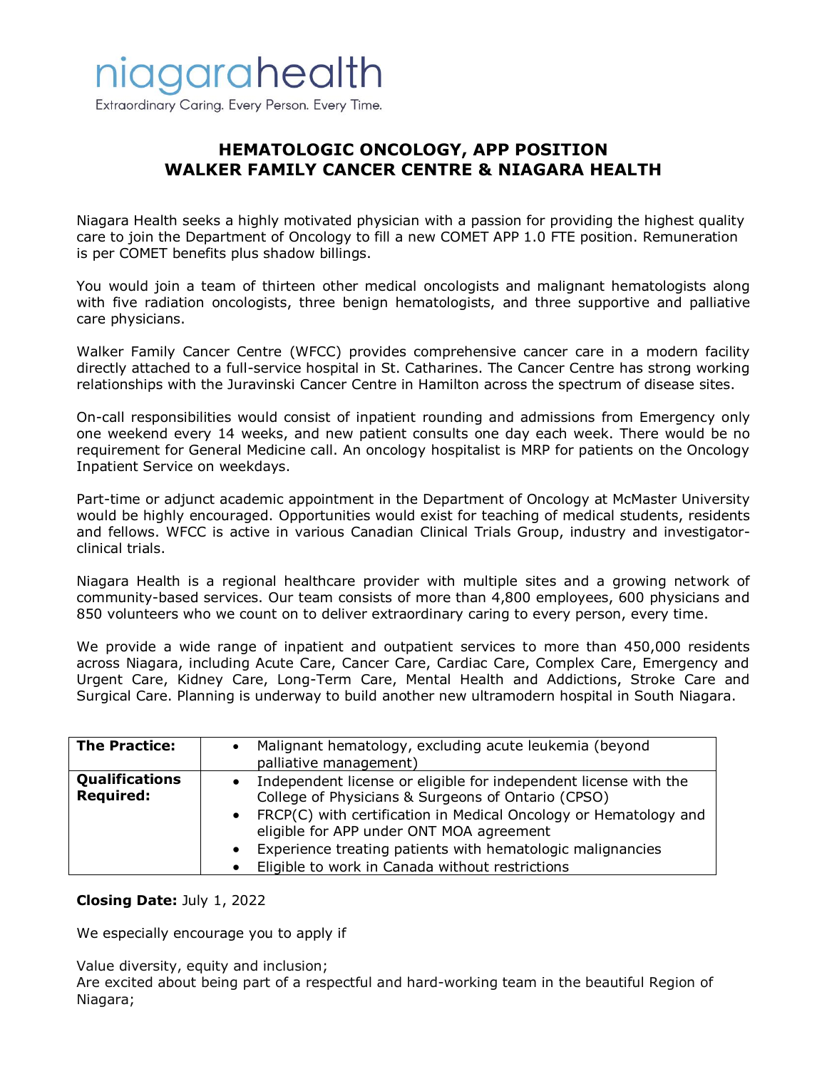niagarahealth

Extraordinary Caring. Every Person. Every Time.

# HEMATOLOGIC ONCOLOGY, APP POSITION
# WALKER FAMILY CANCER CENTRE & NIAGARA HEALTH

Niagara Health seeks a highly motivated physician with a passion for providing the highest quality care to join the Department of Oncology to fill a new COMET APP 1.0 FTE position. Remuneration is per COMET benefits plus shadow billings.

You would join a team of thirteen other medical oncologists and malignant hematologists along with five radiation oncologists, three benign hematologists, and three supportive and palliative care physicians.

Walker Family Cancer Centre (WFCC) provides comprehensive cancer care in a modern facility directly attached to a full-service hospital in St. Catharines. The Cancer Centre has strong working relationships with the Juravinski Cancer Centre in Hamilton across the spectrum of disease sites.

On-call responsibilities would consist of inpatient rounding and admissions from Emergency only one weekend every 14 weeks, and new patient consults one day each week. There would be no requirement for General Medicine call. An oncology hospitalist is MRP for patients on the Oncology Inpatient Service on weekdays.

Part-time or adjunct academic appointment in the Department of Oncology at McMaster University would be highly encouraged. Opportunities would exist for teaching of medical students, residents and fellows. WFCC is active in various Canadian Clinical Trials Group, industry and investigator-clinical trials.

Niagara Health is a regional healthcare provider with multiple sites and a growing network of community-based services. Our team consists of more than 4,800 employees, 600 physicians and 850 volunteers who we count on to deliver extraordinary caring to every person, every time.

We provide a wide range of inpatient and outpatient services to more than 450,000 residents across Niagara, including Acute Care, Cancer Care, Cardiac Care, Complex Care, Emergency and Urgent Care, Kidney Care, Long-Term Care, Mental Health and Addictions, Stroke Care and Surgical Care. Planning is underway to build another new ultramodern hospital in South Niagara.

| | |
|---|---|
| **The Practice:** | • Malignant hematology, excluding acute leukemia (beyond palliative management) |
| **Qualifications Required:** | • Independent license or eligible for independent license with the College of Physicians & Surgeons of Ontario (CPSO)<br>• FRCP(C) with certification in Medical Oncology or Hematology and eligible for APP under ONT MOA agreement<br>• Experience treating patients with hematologic malignancies<br>• Eligible to work in Canada without restrictions |

**Closing Date:** July 1, 2022

We especially encourage you to apply if

Value diversity, equity and inclusion;
Are excited about being part of a respectful and hard-working team in the beautiful Region of Niagara;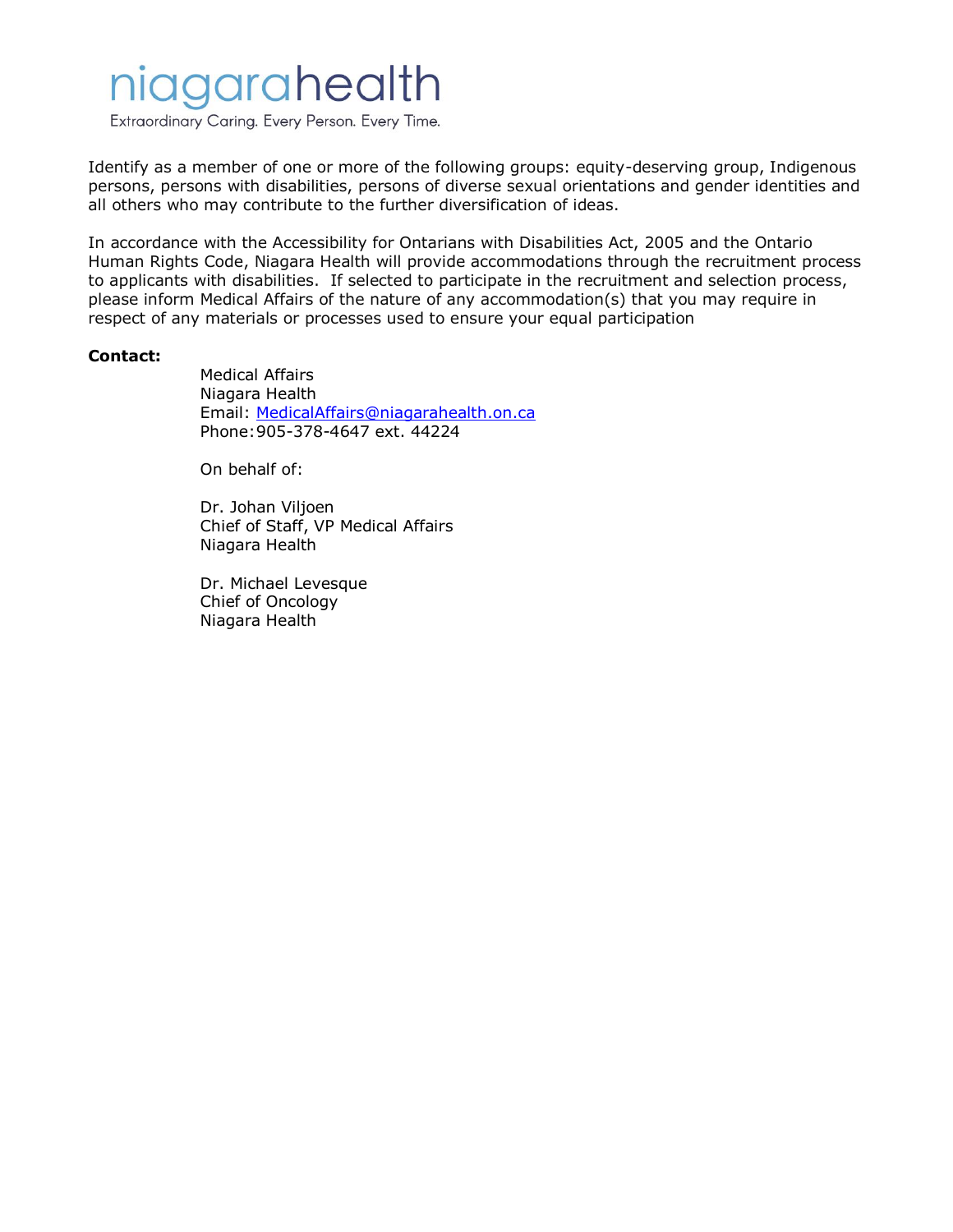Identify as a member of one or more of the following groups: equity-deserving group, Indigenous persons, persons with disabilities, persons of diverse sexual orientations and gender identities and all others who may contribute to the further diversification of ideas.

In accordance with the Accessibility for Ontarians with Disabilities Act, 2005 and the Ontario Human Rights Code, Niagara Health will provide accommodations through the recruitment process to applicants with disabilities. If selected to participate in the recruitment and selection process, please inform Medical Affairs of the nature of any accommodation(s) that you may require in respect of any materials or processes used to ensure your equal participation

**Contact:**

Medical Affairs
Niagara Health
Email: MedicalAffairs@niagarahealth.on.ca
Phone: 905-378-4647 ext. 44224

On behalf of:

Dr. Johan Viljoen
Chief of Staff, VP Medical Affairs
Niagara Health

Dr. Michael Levesque
Chief of Oncology
Niagara Health